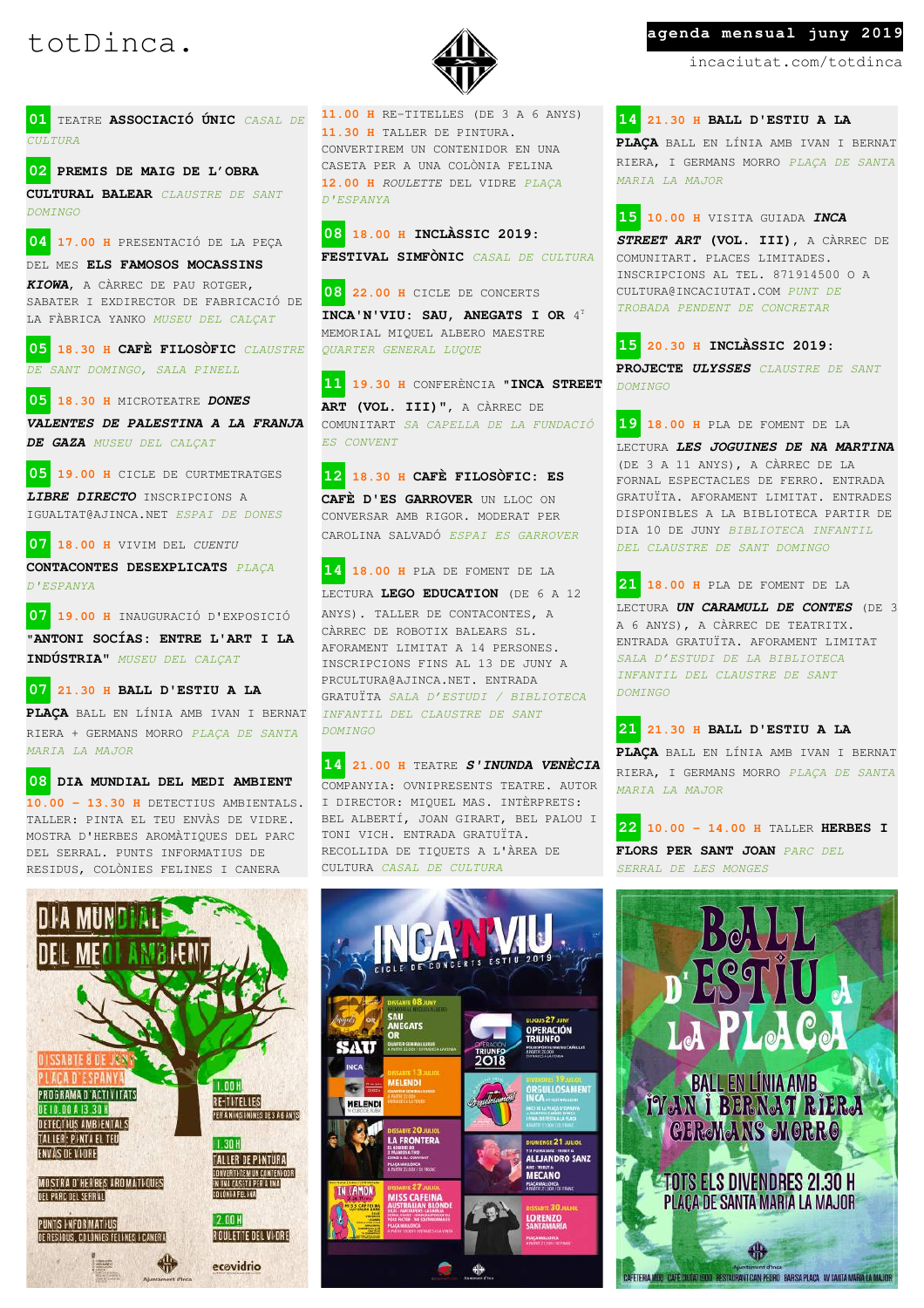# totDinca.

**agenda mensual juny 2019**

incaciutat.com/totdinca

**01** TEATRE **ASSOCIACIÓ ÚNIC** *CASAL DE CULTURA*

**02** **PREMIS DE MAIG DE L'OBRA CULTURAL BALEAR** *CLAUSTRE DE SANT DOMINGO*

**04** 17.00 H PRESENTACIÓ DE LA PEÇA DEL MES **ELS FAMOSOS MOCASSINS *KIOWA***, A CÀRREC DE PAU ROTGER, SABATER I EXDIRECTOR DE FABRICACIÓ DE LA FÀBRICA YANKO *MUSEU DEL CALÇAT*

**05** 18.30 H **CAFÈ FILOSÒFIC** *CLAUSTRE DE SANT DOMINGO, SALA PINELL*

**05** 18.30 H MICROTEATRE ***DONES VALENTES DE PALESTINA A LA FRANJA DE GAZA*** *MUSEU DEL CALÇAT*

**05** 19.00 H CICLE DE CURTMETRATGES ***LIBRE DIRECTO*** INSCRIPCIONS A IGUALTAT@AJINCA.NET *ESPAI DE DONES*

**07** 18.00 H VIVIM DEL *CUENTU* **CONTACONTES DESEXPLICATS** *PLAÇA D'ESPANYA*

**07** 19.00 H INAUGURACIÓ D'EXPOSICIÓ **"ANTONI SOCÍAS: ENTRE L'ART I LA INDÚSTRIA"** *MUSEU DEL CALÇAT*

**07** 21.30 H **BALL D'ESTIU A LA PLAÇA** BALL EN LÍNIA AMB IVAN I BERNAT RIERA + GERMANS MORRO *PLAÇA DE SANTA MARIA LA MAJOR*

**08** **DIA MUNDIAL DEL MEDI AMBIENT**
10.00 – 13.30 H DETECTIUS AMBIENTALS. TALLER: PINTA EL TEU ENVÀS DE VIDRE. MOSTRA D'HERBES AROMÀTIQUES DEL PARC DEL SERRAL. PUNTS INFORMATIUS DE RESIDUS, COLÒNIES FELINES I CANERA
11.00 H RE-TITELLES (DE 3 A 6 ANYS)
11.30 H TALLER DE PINTURA. CONVERTIM UN CONTENIDOR EN UNA CASETA PER A UNA COLÒNIA FELINA
12.00 H *ROULETTE* DEL VIDRE *PLAÇA D'ESPANYA*

**08** 18.00 H **INCLÀSSIC 2019: FESTIVAL SIMFÒNIC** *CASAL DE CULTURA*

**08** 22.00 H CICLE DE CONCERTS **INCA'N'VIU: SAU, ANEGATS I OR** 4T MEMORIAL MIQUEL ALBERO MAESTRE *QUARTER GENERAL LUQUE*

**11** 19.30 H CONFERÈNCIA **"INCA STREET ART (VOL. III)"**, A CÀRREC DE COMUNITART *SA CAPELLA DE LA FUNDACIÓ ES CONVENT*

**12** 18.30 H **CAFÈ FILOSÒFIC: ES CAFÈ D'ES GARROVER** UN LLOC ON CONVERSAR AMB RIGOR. MODERAT PER CAROLINA SALVADÓ *ESPAI ES GARROVER*

**14** 18.00 H PLA DE FOMENT DE LA LECTURA **LEGO EDUCATION** (DE 6 A 12 ANYS). TALLER DE CONTACONTES, A CÀRREC DE ROBOTIX BALEARS SL. AFORAMENT LIMITAT A 14 PERSONES. INSCRIPCIONS FINS AL 13 DE JUNY A PRCULTURA@AJINCA.NET. ENTRADA GRATUÏTA *SALA D'ESTUDI / BIBLIOTECA INFANTIL DEL CLAUSTRE DE SANT DOMINGO*

**14** 21.00 H TEATRE ***S'INUNDA VENÈCIA*** COMPANYIA: OVNIPRESENTS TEATRE. AUTOR I DIRECTOR: MIQUEL MAS. INTÈRPRETS: BEL ALBERTÍ, JOAN GIRART, BEL PALOU I TONI VICH. ENTRADA GRATUÏTA. RECOLLIDA DE TIQUETS A L'ÀREA DE CULTURA *CASAL DE CULTURA*

**14** 21.30 H **BALL D'ESTIU A LA PLAÇA** BALL EN LÍNIA AMB IVAN I BERNAT RIERA, I GERMANS MORRO *PLAÇA DE SANTA MARIA LA MAJOR*

**15** 10.00 H VISITA GUIADA ***INCA STREET ART* (VOL. III)**, A CÀRREC DE COMUNITART. PLACES LIMITADES. INSCRIPCIONS AL TEL. 871914500 O A CULTURA@INCACIUTAT.COM *PUNT DE TROBADA PENDENT DE CONCRETAR*

**15** 20.30 H **INCLÀSSIC 2019: PROJECTE *ULYSSES*** *CLAUSTRE DE SANT DOMINGO*

**19** 18.00 H PLA DE FOMENT DE LA LECTURA ***LES JOGUINES DE NA MARTINA*** (DE 3 A 11 ANYS), A CÀRREC DE LA FORNAL ESPECTACLES DE FERRO. ENTRADA GRATUÏTA. AFORAMENT LIMITAT. ENTRADES DISPONIBLES A LA BIBLIOTECA PARTIR DE DIA 10 DE JUNY *BIBLIOTECA INFANTIL DEL CLAUSTRE DE SANT DOMINGO*

**21** 18.00 H PLA DE FOMENT DE LA LECTURA ***UN CARAMULL DE CONTES*** (DE 3 A 6 ANYS), A CÀRREC DE TEATRITX. ENTRADA GRATUÏTA. AFORAMENT LIMITAT *SALA D'ESTUDI DE LA BIBLIOTECA INFANTIL DEL CLAUSTRE DE SANT DOMINGO*

**21** 21.30 H **BALL D'ESTIU A LA PLAÇA** BALL EN LÍNIA AMB IVAN I BERNAT RIERA, I GERMANS MORRO *PLAÇA DE SANTA MARIA LA MAJOR*

**22** 10.00 – 14.00 H TALLER **HERBES I FLORS PER SANT JOAN** *PARC DEL SERRAL DE LES MONGES*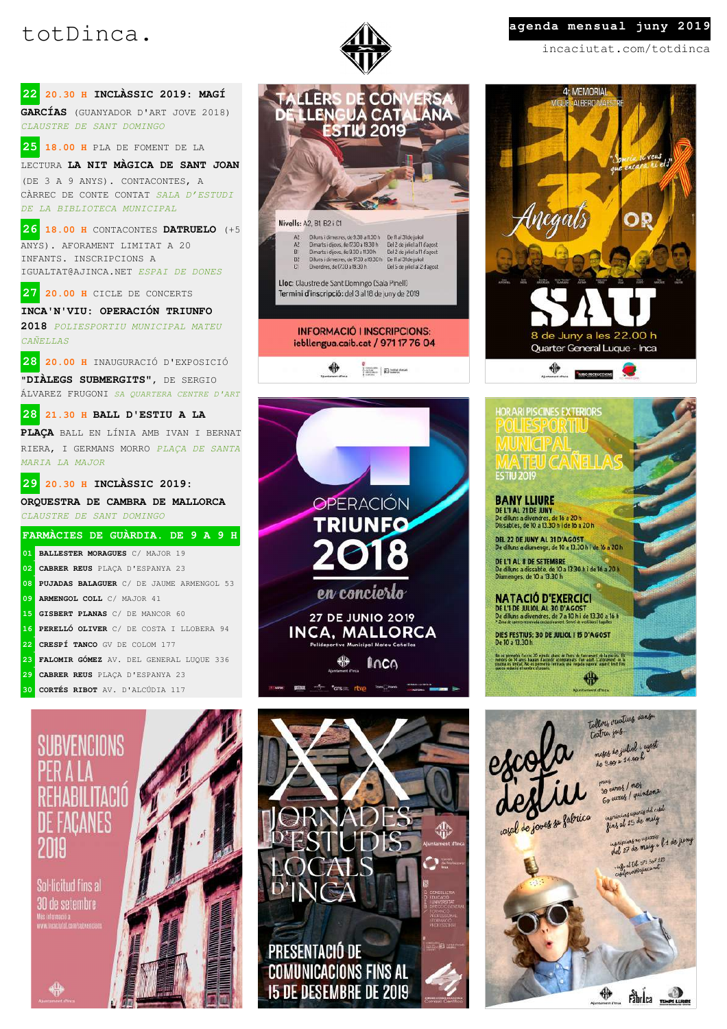# totDinca.

**agenda mensual juny 2019**

incaciutat.com/totdinca

**22** 20.30 H **INCLÀSSIC 2019: MAGÍ GARCÍAS** (GUANYADOR D'ART JOVE 2018) *CLAUSTRE DE SANT DOMINGO*

**25** 18.00 H PLA DE FOMENT DE LA LECTURA **LA NIT MÀGICA DE SANT JOAN** (DE 3 A 9 ANYS). CONTACONTES, A CÀRREC DE CONTE CONTAT *SALA D'ESTUDI DE LA BIBLIOTECA MUNICIPAL*

**26** 18.00 H CONTACONTES **DATRUELO** (+5 ANYS). AFORAMENT LIMITAT A 20 INFANTS. INSCRIPCIONS A IGUALTAT@AJINCA.NET *ESPAI DE DONES*

**27** 20.00 H CICLE DE CONCERTS **INCA'N'VIU: OPERACIÓN TRIUNFO 2018** *POLIESPORTIU MUNICIPAL MATEU CAÑELLAS*

**28** 20.00 H INAUGURACIÓ D'EXPOSICIÓ **"DIÀLEGS SUBMERGITS"**, DE SERGIO ÁLVAREZ FRUGONI *SA QUARTERA CENTRE D'ART*

**28** 21.30 H **BALL D'ESTIU A LA PLAÇA** BALL EN LÍNIA AMB IVAN I BERNAT RIERA, I GERMANS MORRO *PLAÇA DE SANTA MARIA LA MAJOR*

**29** 20.30 H **INCLÀSSIC 2019: ORQUESTRA DE CAMBRA DE MALLORCA** *CLAUSTRE DE SANT DOMINGO*

## FARMÀCIES DE GUÀRDIA. DE 9 A 9 H

| | | |
|---|---|---|
| 01 | **BALLESTER MORAGUES** | C/ MAJOR 19 |
| 02 | **CABRER REUS** | PLAÇA D'ESPANYA 23 |
| 08 | **PUJADAS BALAGUER** | C/ DE JAUME ARMENGOL 53 |
| 09 | **ARMENGOL COLL** | C/ MAJOR 41 |
| 15 | **GISBERT PLANAS** | C/ DE MANCOR 60 |
| 16 | **PERELLÓ OLIVER** | C/ DE COSTA I LLOBERA 94 |
| 22 | **CRESPÍ TANCO** | GV DE COLOM 177 |
| 23 | **FALOMIR GÓMEZ** | AV. DEL GENERAL LUQUE 336 |
| 29 | **CABRER REUS** | PLAÇA D'ESPANYA 23 |
| 30 | **CORTÉS RIBOT** | AV. D'ALCÚDIA 117 |